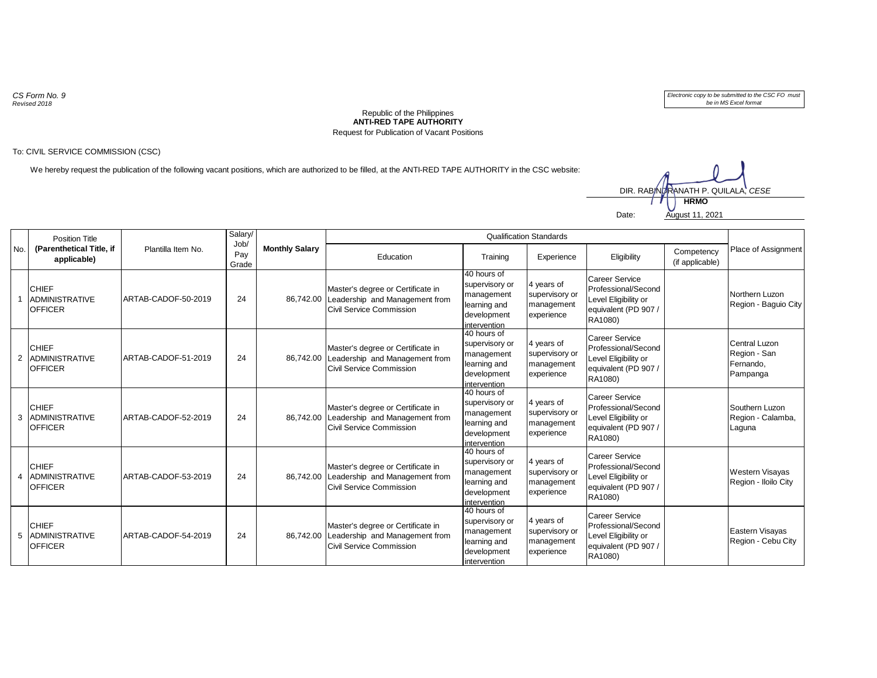*CS Form No. 9*
*Revised 2018*

*Electronic copy to be submitted to the CSC FO must be in MS Excel format*

Republic of the Philippines
**ANTI-RED TAPE AUTHORITY**
Request for Publication of Vacant Positions

To: CIVIL SERVICE COMMISSION (CSC)

We hereby request the publication of the following vacant positions, which are authorized to be filled, at the ANTI-RED TAPE AUTHORITY in the CSC website:

DIR. RABINDRANATH P. QUILALA, *CESE*
**HRMO**

Date: August 11, 2021

| No. | Position Title **(Parenthetical Title, if applicable)** | Plantilla Item No. | Salary/ Job/ Pay Grade | **Monthly Salary** | Qualification Standards | | | | | Place of Assignment |
|---|---|---|---|---|---|---|---|---|---|---|
| | | | | | Education | Training | Experience | Eligibility | Competency (if applicable) | |
| 1 | CHIEF ADMINISTRATIVE OFFICER | ARTAB-CADOF-50-2019 | 24 | 86,742.00 | Master's degree or Certificate in Leadership and Management from Civil Service Commission | 40 hours of supervisory or management learning and development intervention | 4 years of supervisory or management experience | Career Service Professional/Second Level Eligibility or equivalent (PD 907 / RA1080) | | Northern Luzon Region - Baguio City |
| 2 | CHIEF ADMINISTRATIVE OFFICER | ARTAB-CADOF-51-2019 | 24 | 86,742.00 | Master's degree or Certificate in Leadership and Management from Civil Service Commission | 40 hours of supervisory or management learning and development intervention | 4 years of supervisory or management experience | Career Service Professional/Second Level Eligibility or equivalent (PD 907 / RA1080) | | Central Luzon Region - San Fernando, Pampanga |
| 3 | CHIEF ADMINISTRATIVE OFFICER | ARTAB-CADOF-52-2019 | 24 | 86,742.00 | Master's degree or Certificate in Leadership and Management from Civil Service Commission | 40 hours of supervisory or management learning and development intervention | 4 years of supervisory or management experience | Career Service Professional/Second Level Eligibility or equivalent (PD 907 / RA1080) | | Southern Luzon Region - Calamba, Laguna |
| 4 | CHIEF ADMINISTRATIVE OFFICER | ARTAB-CADOF-53-2019 | 24 | 86,742.00 | Master's degree or Certificate in Leadership and Management from Civil Service Commission | 40 hours of supervisory or management learning and development intervention | 4 years of supervisory or management experience | Career Service Professional/Second Level Eligibility or equivalent (PD 907 / RA1080) | | Western Visayas Region - Iloilo City |
| 5 | CHIEF ADMINISTRATIVE OFFICER | ARTAB-CADOF-54-2019 | 24 | 86,742.00 | Master's degree or Certificate in Leadership and Management from Civil Service Commission | 40 hours of supervisory or management learning and development intervention | 4 years of supervisory or management experience | Career Service Professional/Second Level Eligibility or equivalent (PD 907 / RA1080) | | Eastern Visayas Region - Cebu City |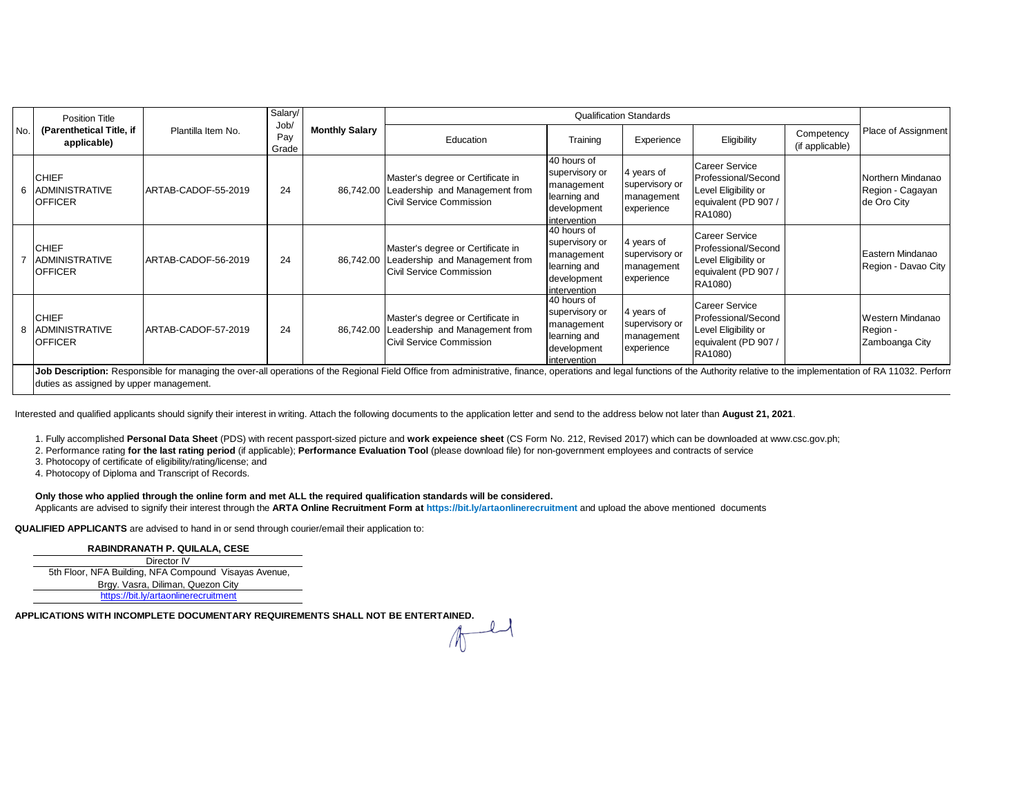| No. | Position Title (Parenthetical Title, if applicable) | Plantilla Item No. | Salary/ Job/ Pay Grade | Monthly Salary | Qualification Standards | | | | | Place of Assignment |
|---|---|---|---|---|---|---|---|---|---|---|
| | | | | | Education | Training | Experience | Eligibility | Competency (if applicable) | |
| 6 | CHIEF ADMINISTRATIVE OFFICER | ARTAB-CADOF-55-2019 | 24 | 86,742.00 | Master's degree or Certificate in Leadership and Management from Civil Service Commission | 40 hours of supervisory or management learning and development intervention | 4 years of supervisory or management experience | Career Service Professional/Second Level Eligibility or equivalent (PD 907 / RA1080) | | Northern Mindanao Region - Cagayan de Oro City |
| 7 | CHIEF ADMINISTRATIVE OFFICER | ARTAB-CADOF-56-2019 | 24 | 86,742.00 | Master's degree or Certificate in Leadership and Management from Civil Service Commission | 40 hours of supervisory or management learning and development intervention | 4 years of supervisory or management experience | Career Service Professional/Second Level Eligibility or equivalent (PD 907 / RA1080) | | Eastern Mindanao Region - Davao City |
| 8 | CHIEF ADMINISTRATIVE OFFICER | ARTAB-CADOF-57-2019 | 24 | 86,742.00 | Master's degree or Certificate in Leadership and Management from Civil Service Commission | 40 hours of supervisory or management learning and development intervention | 4 years of supervisory or management experience | Career Service Professional/Second Level Eligibility or equivalent (PD 907 / RA1080) | | Western Mindanao Region - Zamboanga City |

**Job Description:** Responsible for managing the over-all operations of the Regional Field Office from administrative, finance, operations and legal functions of the Authority relative to the implementation of RA 11032. Perform duties as assigned by upper management.

Interested and qualified applicants should signify their interest in writing. Attach the following documents to the application letter and send to the address below not later than **August 21, 2021**.

1. Fully accomplished **Personal Data Sheet** (PDS) with recent passport-sized picture and **work expeience sheet** (CS Form No. 212, Revised 2017) which can be downloaded at www.csc.gov.ph;
2. Performance rating **for the last rating period** (if applicable); **Performance Evaluation Tool** (please download file) for non-government employees and contracts of service
3. Photocopy of certificate of eligibility/rating/license; and
4. Photocopy of Diploma and Transcript of Records.

**Only those who applied through the online form and met ALL the required qualification standards will be considered.**
Applicants are advised to signify their interest through the **ARTA Online Recruitment Form at https://bit.ly/artaonlinerecruitment** and upload the above mentioned documents

**QUALIFIED APPLICANTS** are advised to hand in or send through courier/email their application to:

**RABINDRANATH P. QUILALA, CESE**
Director IV
5th Floor, NFA Building, NFA Compound Visayas Avenue,
Brgy. Vasra, Diliman, Quezon City
https://bit.ly/artaonlinerecruitment

**APPLICATIONS WITH INCOMPLETE DOCUMENTARY REQUIREMENTS SHALL NOT BE ENTERTAINED.**